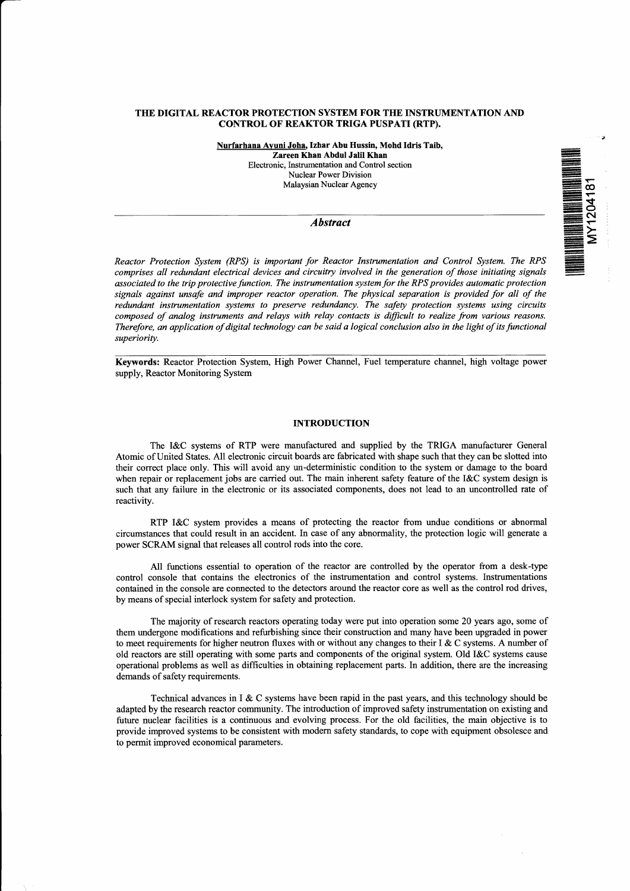# THE DIGITAL REACTOR PROTECTION SYSTEM FOR THE INSTRUMENTATION AND CONTROL OF REAKTOR TRIGA PUSPATI (RTP).

**Nurfarhana Ayuni Joha, Izhar Abu Hussin, Mohd Idris Taib, Zareen Khan Abdul Jalil Khan**
Electronic, Instrumentation and Control section
Nuclear Power Division
Malaysian Nuclear Agency

MY1204181

## *Abstract*

*Reactor Protection System (RPS) is important for Reactor Instrumentation and Control System. The RPS comprises all redundant electrical devices and circuitry involved in the generation of those initiating signals associated to the trip protective function. The instrumentation system for the RPS provides automatic protection signals against unsafe and improper reactor operation. The physical separation is provided for all of the redundant instrumentation systems to preserve redundancy. The safety protection systems using circuits composed of analog instruments and relays with relay contacts is difficult to realize from various reasons. Therefore, an application of digital technology can be said a logical conclusion also in the light of its functional superiority.*

**Keywords:** Reactor Protection System, High Power Channel, Fuel temperature channel, high voltage power supply, Reactor Monitoring System

## INTRODUCTION

The I&C systems of RTP were manufactured and supplied by the TRIGA manufacturer General Atomic of United States. All electronic circuit boards are fabricated with shape such that they can be slotted into their correct place only. This will avoid any un-deterministic condition to the system or damage to the board when repair or replacement jobs are carried out. The main inherent safety feature of the I&C system design is such that any failure in the electronic or its associated components, does not lead to an uncontrolled rate of reactivity.

RTP I&C system provides a means of protecting the reactor from undue conditions or abnormal circumstances that could result in an accident. In case of any abnormality, the protection logic will generate a power SCRAM signal that releases all control rods into the core.

All functions essential to operation of the reactor are controlled by the operator from a desk-type control console that contains the electronics of the instrumentation and control systems. Instrumentations contained in the console are connected to the detectors around the reactor core as well as the control rod drives, by means of special interlock system for safety and protection.

The majority of research reactors operating today were put into operation some 20 years ago, some of them undergone modifications and refurbishing since their construction and many have been upgraded in power to meet requirements for higher neutron fluxes with or without any changes to their I & C systems. A number of old reactors are still operating with some parts and components of the original system. Old I&C systems cause operational problems as well as difficulties in obtaining replacement parts. In addition, there are the increasing demands of safety requirements.

Technical advances in I & C systems have been rapid in the past years, and this technology should be adapted by the research reactor community. The introduction of improved safety instrumentation on existing and future nuclear facilities is a continuous and evolving process. For the old facilities, the main objective is to provide improved systems to be consistent with modern safety standards, to cope with equipment obsolesce and to permit improved economical parameters.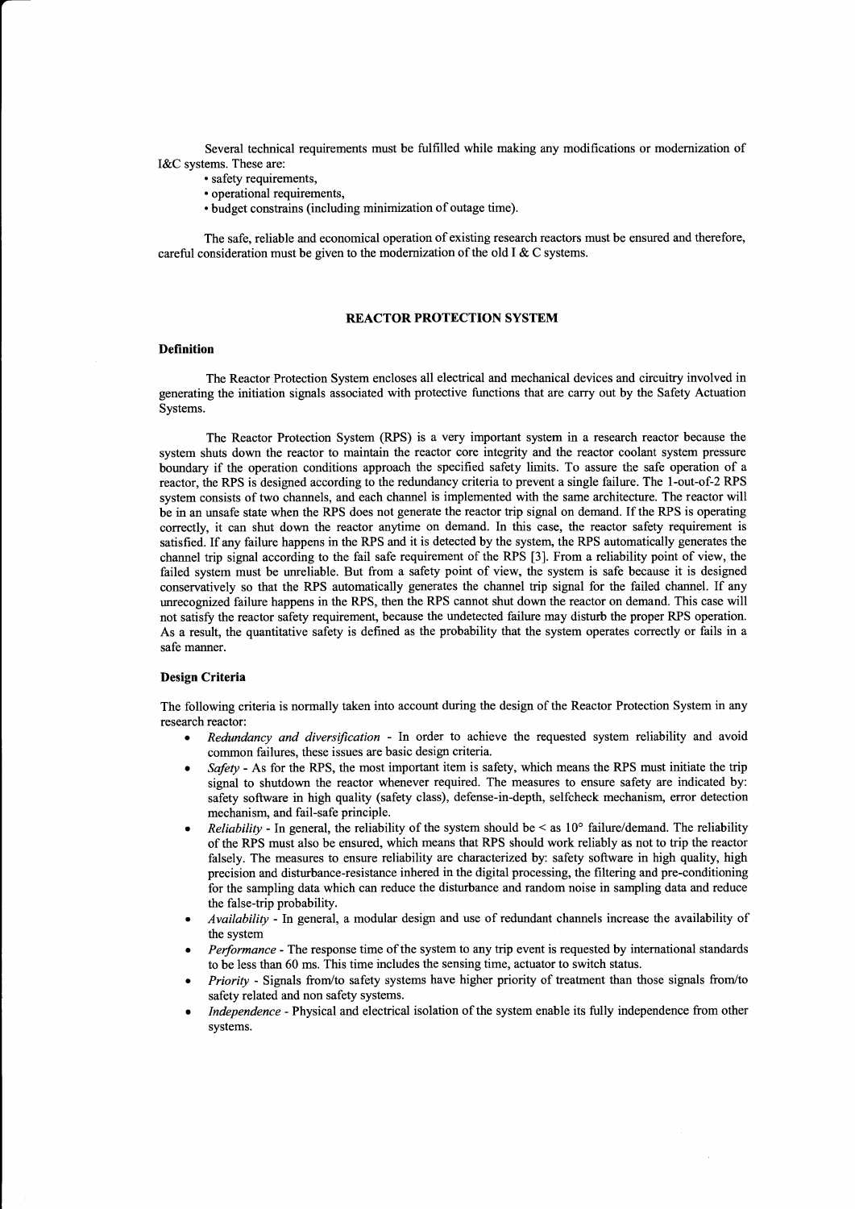Several technical requirements must be fulfilled while making any modifications or modernization of I&C systems. These are:

- safety requirements,
- operational requirements,
- budget constrains (including minimization of outage time).

The safe, reliable and economical operation of existing research reactors must be ensured and therefore, careful consideration must be given to the modernization of the old I & C systems.

## REACTOR PROTECTION SYSTEM

### Definition

The Reactor Protection System encloses all electrical and mechanical devices and circuitry involved in generating the initiation signals associated with protective functions that are carry out by the Safety Actuation Systems.

The Reactor Protection System (RPS) is a very important system in a research reactor because the system shuts down the reactor to maintain the reactor core integrity and the reactor coolant system pressure boundary if the operation conditions approach the specified safety limits. To assure the safe operation of a reactor, the RPS is designed according to the redundancy criteria to prevent a single failure. The 1-out-of-2 RPS system consists of two channels, and each channel is implemented with the same architecture. The reactor will be in an unsafe state when the RPS does not generate the reactor trip signal on demand. If the RPS is operating correctly, it can shut down the reactor anytime on demand. In this case, the reactor safety requirement is satisfied. If any failure happens in the RPS and it is detected by the system, the RPS automatically generates the channel trip signal according to the fail safe requirement of the RPS [3]. From a reliability point of view, the failed system must be unreliable. But from a safety point of view, the system is safe because it is designed conservatively so that the RPS automatically generates the channel trip signal for the failed channel. If any unrecognized failure happens in the RPS, then the RPS cannot shut down the reactor on demand. This case will not satisfy the reactor safety requirement, because the undetected failure may disturb the proper RPS operation. As a result, the quantitative safety is defined as the probability that the system operates correctly or fails in a safe manner.

### Design Criteria

The following criteria is normally taken into account during the design of the Reactor Protection System in any research reactor:

- *Redundancy and diversification* - In order to achieve the requested system reliability and avoid common failures, these issues are basic design criteria.
- *Safety* - As for the RPS, the most important item is safety, which means the RPS must initiate the trip signal to shutdown the reactor whenever required. The measures to ensure safety are indicated by: safety software in high quality (safety class), defense-in-depth, selfcheck mechanism, error detection mechanism, and fail-safe principle.
- *Reliability* - In general, the reliability of the system should be < as 10° failure/demand. The reliability of the RPS must also be ensured, which means that RPS should work reliably as not to trip the reactor falsely. The measures to ensure reliability are characterized by: safety software in high quality, high precision and disturbance-resistance inhered in the digital processing, the filtering and pre-conditioning for the sampling data which can reduce the disturbance and random noise in sampling data and reduce the false-trip probability.
- *Availability* - In general, a modular design and use of redundant channels increase the availability of the system
- *Performance* - The response time of the system to any trip event is requested by international standards to be less than 60 ms. This time includes the sensing time, actuator to switch status.
- *Priority* - Signals from/to safety systems have higher priority of treatment than those signals from/to safety related and non safety systems.
- *Independence* - Physical and electrical isolation of the system enable its fully independence from other systems.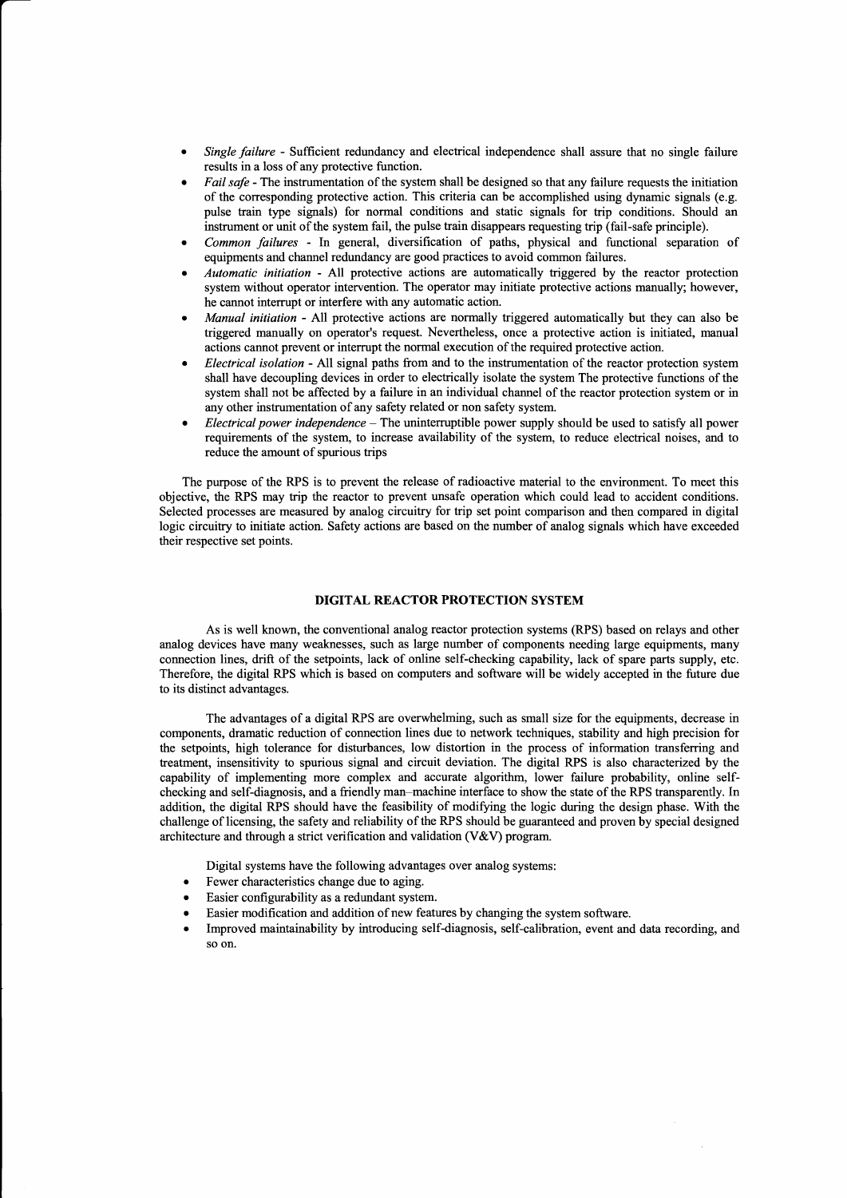- *Single failure* - Sufficient redundancy and electrical independence shall assure that no single failure results in a loss of any protective function.
- *Fail safe* - The instrumentation of the system shall be designed so that any failure requests the initiation of the corresponding protective action. This criteria can be accomplished using dynamic signals (e.g. pulse train type signals) for normal conditions and static signals for trip conditions. Should an instrument or unit of the system fail, the pulse train disappears requesting trip (fail-safe principle).
- *Common failures* - In general, diversification of paths, physical and functional separation of equipments and channel redundancy are good practices to avoid common failures.
- *Automatic initiation* - All protective actions are automatically triggered by the reactor protection system without operator intervention. The operator may initiate protective actions manually; however, he cannot interrupt or interfere with any automatic action.
- *Manual initiation* - All protective actions are normally triggered automatically but they can also be triggered manually on operator's request. Nevertheless, once a protective action is initiated, manual actions cannot prevent or interrupt the normal execution of the required protective action.
- *Electrical isolation* - All signal paths from and to the instrumentation of the reactor protection system shall have decoupling devices in order to electrically isolate the system The protective functions of the system shall not be affected by a failure in an individual channel of the reactor protection system or in any other instrumentation of any safety related or non safety system.
- *Electrical power independence* – The uninterruptible power supply should be used to satisfy all power requirements of the system, to increase availability of the system, to reduce electrical noises, and to reduce the amount of spurious trips

The purpose of the RPS is to prevent the release of radioactive material to the environment. To meet this objective, the RPS may trip the reactor to prevent unsafe operation which could lead to accident conditions. Selected processes are measured by analog circuitry for trip set point comparison and then compared in digital logic circuitry to initiate action. Safety actions are based on the number of analog signals which have exceeded their respective set points.

## DIGITAL REACTOR PROTECTION SYSTEM

As is well known, the conventional analog reactor protection systems (RPS) based on relays and other analog devices have many weaknesses, such as large number of components needing large equipments, many connection lines, drift of the setpoints, lack of online self-checking capability, lack of spare parts supply, etc. Therefore, the digital RPS which is based on computers and software will be widely accepted in the future due to its distinct advantages.

The advantages of a digital RPS are overwhelming, such as small size for the equipments, decrease in components, dramatic reduction of connection lines due to network techniques, stability and high precision for the setpoints, high tolerance for disturbances, low distortion in the process of information transferring and treatment, insensitivity to spurious signal and circuit deviation. The digital RPS is also characterized by the capability of implementing more complex and accurate algorithm, lower failure probability, online self-checking and self-diagnosis, and a friendly man–machine interface to show the state of the RPS transparently. In addition, the digital RPS should have the feasibility of modifying the logic during the design phase. With the challenge of licensing, the safety and reliability of the RPS should be guaranteed and proven by special designed architecture and through a strict verification and validation (V&V) program.

Digital systems have the following advantages over analog systems:

- Fewer characteristics change due to aging.
- Easier configurability as a redundant system.
- Easier modification and addition of new features by changing the system software.
- Improved maintainability by introducing self-diagnosis, self-calibration, event and data recording, and so on.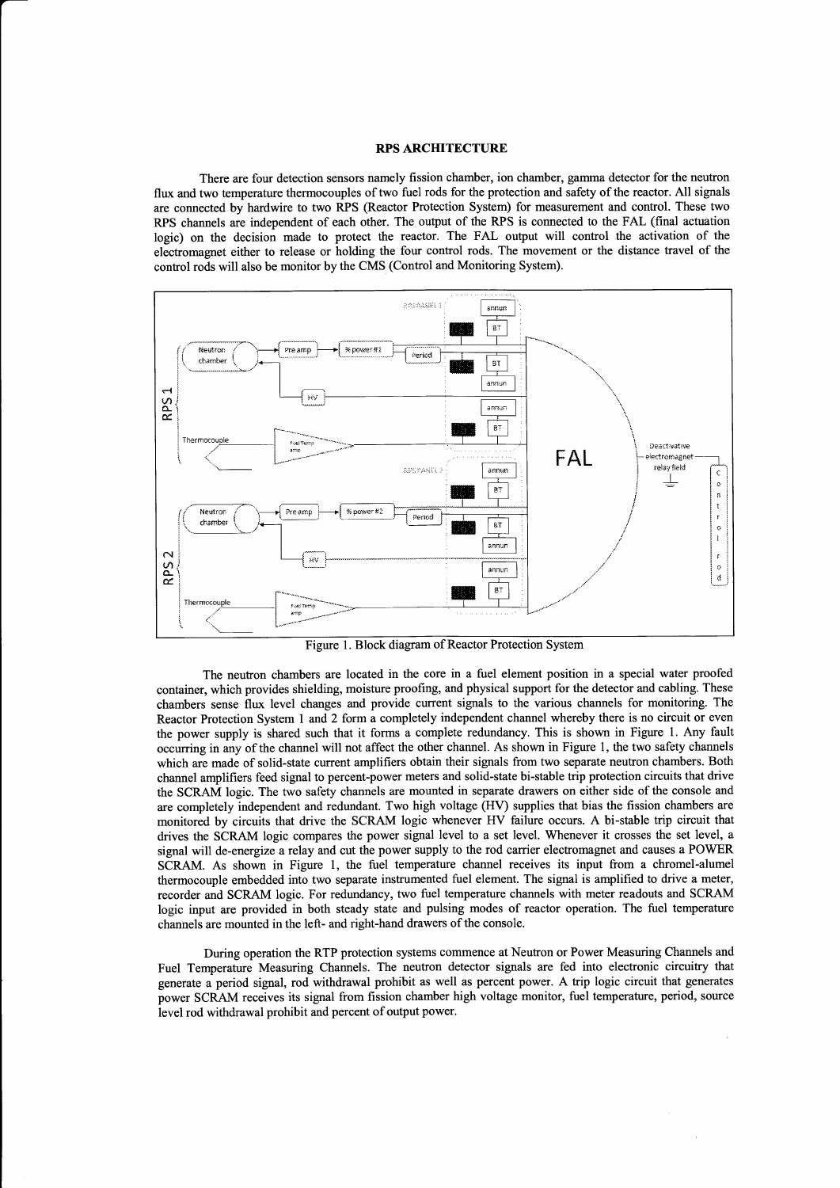## RPS ARCHITECTURE

There are four detection sensors namely fission chamber, ion chamber, gamma detector for the neutron flux and two temperature thermocouples of two fuel rods for the protection and safety of the reactor. All signals are connected by hardwire to two RPS (Reactor Protection System) for measurement and control. These two RPS channels are independent of each other. The output of the RPS is connected to the FAL (final actuation logic) on the decision made to protect the reactor. The FAL output will control the activation of the electromagnet either to release or holding the four control rods. The movement or the distance travel of the control rods will also be monitor by the CMS (Control and Monitoring System).

Figure 1. Block diagram of Reactor Protection System

The neutron chambers are located in the core in a fuel element position in a special water proofed container, which provides shielding, moisture proofing, and physical support for the detector and cabling. These chambers sense flux level changes and provide current signals to the various channels for monitoring. The Reactor Protection System 1 and 2 form a completely independent channel whereby there is no circuit or even the power supply is shared such that it forms a complete redundancy. This is shown in Figure 1. Any fault occurring in any of the channel will not affect the other channel. As shown in Figure 1, the two safety channels which are made of solid-state current amplifiers obtain their signals from two separate neutron chambers. Both channel amplifiers feed signal to percent-power meters and solid-state bi-stable trip protection circuits that drive the SCRAM logic. The two safety channels are mounted in separate drawers on either side of the console and are completely independent and redundant. Two high voltage (HV) supplies that bias the fission chambers are monitored by circuits that drive the SCRAM logic whenever HV failure occurs. A bi-stable trip circuit that drives the SCRAM logic compares the power signal level to a set level. Whenever it crosses the set level, a signal will de-energize a relay and cut the power supply to the rod carrier electromagnet and causes a POWER SCRAM. As shown in Figure 1, the fuel temperature channel receives its input from a chromel-alumel thermocouple embedded into two separate instrumented fuel element. The signal is amplified to drive a meter, recorder and SCRAM logic. For redundancy, two fuel temperature channels with meter readouts and SCRAM logic input are provided in both steady state and pulsing modes of reactor operation. The fuel temperature channels are mounted in the left- and right-hand drawers of the console.

During operation the RTP protection systems commence at Neutron or Power Measuring Channels and Fuel Temperature Measuring Channels. The neutron detector signals are fed into electronic circuitry that generate a period signal, rod withdrawal prohibit as well as percent power. A trip logic circuit that generates power SCRAM receives its signal from fission chamber high voltage monitor, fuel temperature, period, source level rod withdrawal prohibit and percent of output power.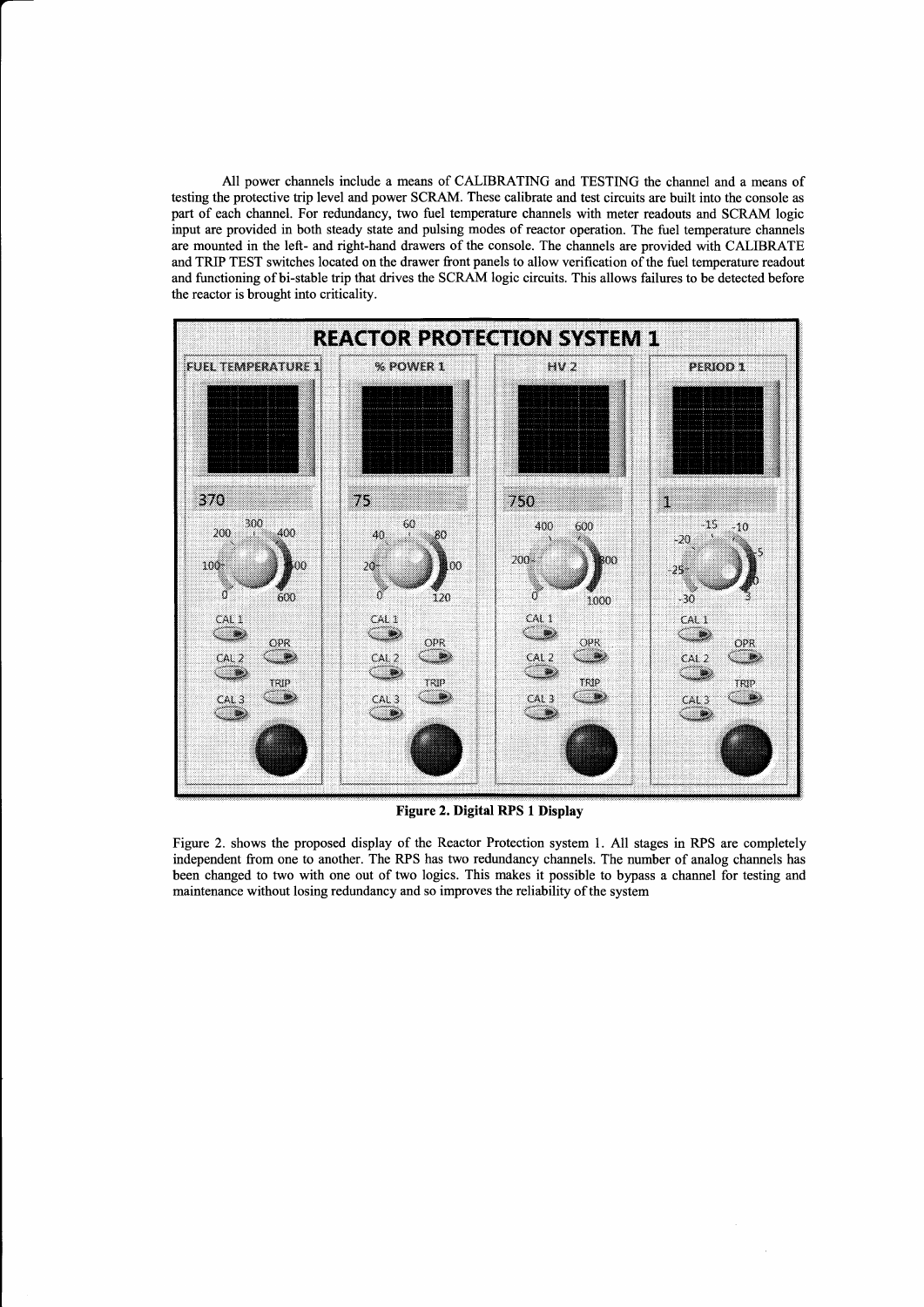All power channels include a means of CALIBRATING and TESTING the channel and a means of testing the protective trip level and power SCRAM. These calibrate and test circuits are built into the console as part of each channel. For redundancy, two fuel temperature channels with meter readouts and SCRAM logic input are provided in both steady state and pulsing modes of reactor operation. The fuel temperature channels are mounted in the left- and right-hand drawers of the console. The channels are provided with CALIBRATE and TRIP TEST switches located on the drawer front panels to allow verification of the fuel temperature readout and functioning of bi-stable trip that drives the SCRAM logic circuits. This allows failures to be detected before the reactor is brought into criticality.

**Figure 2. Digital RPS 1 Display**

Figure 2. shows the proposed display of the Reactor Protection system 1. All stages in RPS are completely independent from one to another. The RPS has two redundancy channels. The number of analog channels has been changed to two with one out of two logics. This makes it possible to bypass a channel for testing and maintenance without losing redundancy and so improves the reliability of the system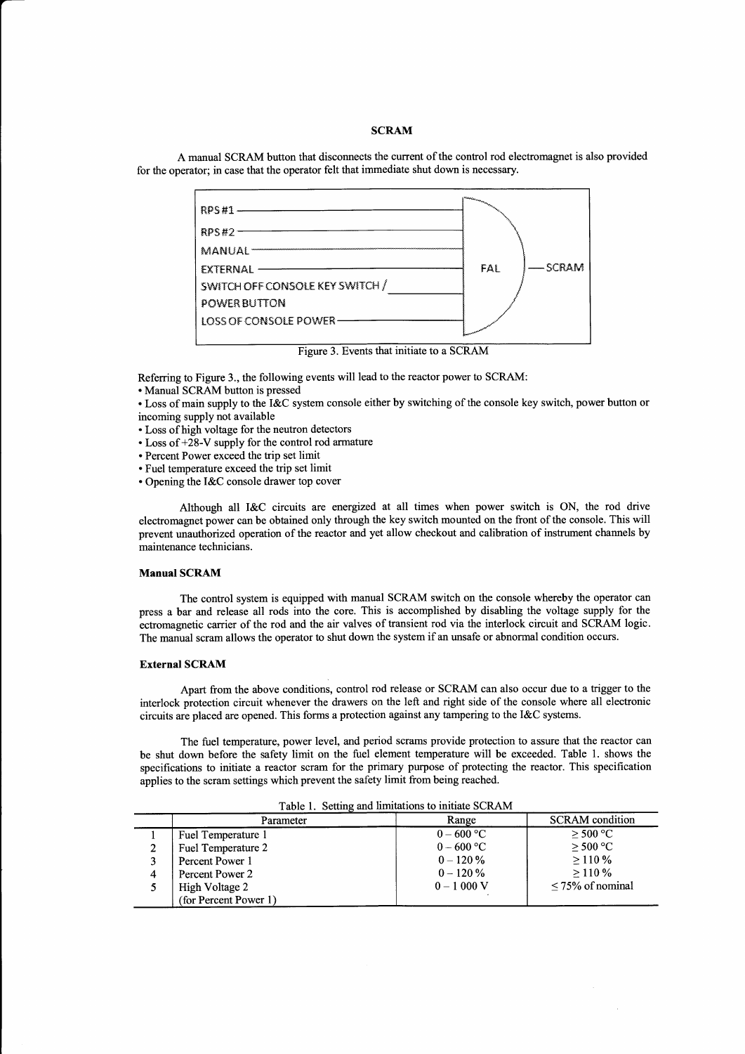## SCRAM

A manual SCRAM button that disconnects the current of the control rod electromagnet is also provided for the operator; in case that the operator felt that immediate shut down is necessary.

Figure 3. Events that initiate to a SCRAM

Referring to Figure 3., the following events will lead to the reactor power to SCRAM:

- Manual SCRAM button is pressed
- Loss of main supply to the I&C system console either by switching of the console key switch, power button or incoming supply not available
- Loss of high voltage for the neutron detectors
- Loss of +28-V supply for the control rod armature
- Percent Power exceed the trip set limit
- Fuel temperature exceed the trip set limit
- Opening the I&C console drawer top cover

Although all I&C circuits are energized at all times when power switch is ON, the rod drive electromagnet power can be obtained only through the key switch mounted on the front of the console. This will prevent unauthorized operation of the reactor and yet allow checkout and calibration of instrument channels by maintenance technicians.

### Manual SCRAM

The control system is equipped with manual SCRAM switch on the console whereby the operator can press a bar and release all rods into the core. This is accomplished by disabling the voltage supply for the ectromagnetic carrier of the rod and the air valves of transient rod via the interlock circuit and SCRAM logic. The manual scram allows the operator to shut down the system if an unsafe or abnormal condition occurs.

### External SCRAM

Apart from the above conditions, control rod release or SCRAM can also occur due to a trigger to the interlock protection circuit whenever the drawers on the left and right side of the console where all electronic circuits are placed are opened. This forms a protection against any tampering to the I&C systems.

The fuel temperature, power level, and period scrams provide protection to assure that the reactor can be shut down before the safety limit on the fuel element temperature will be exceeded. Table 1. shows the specifications to initiate a reactor scram for the primary purpose of protecting the reactor. This specification applies to the scram settings which prevent the safety limit from being reached.

Table 1. Setting and limitations to initiate SCRAM

| | Parameter | Range | SCRAM condition |
|---|---|---|---|
| 1 | Fuel Temperature 1 | 0 – 600 °C | ≥ 500 °C |
| 2 | Fuel Temperature 2 | 0 – 600 °C | ≥ 500 °C |
| 3 | Percent Power 1 | 0 – 120 % | ≥ 110 % |
| 4 | Percent Power 2 | 0 – 120 % | ≥ 110 % |
| 5 | High Voltage 2 (for Percent Power 1) | 0 – 1 000 V | ≤ 75% of nominal |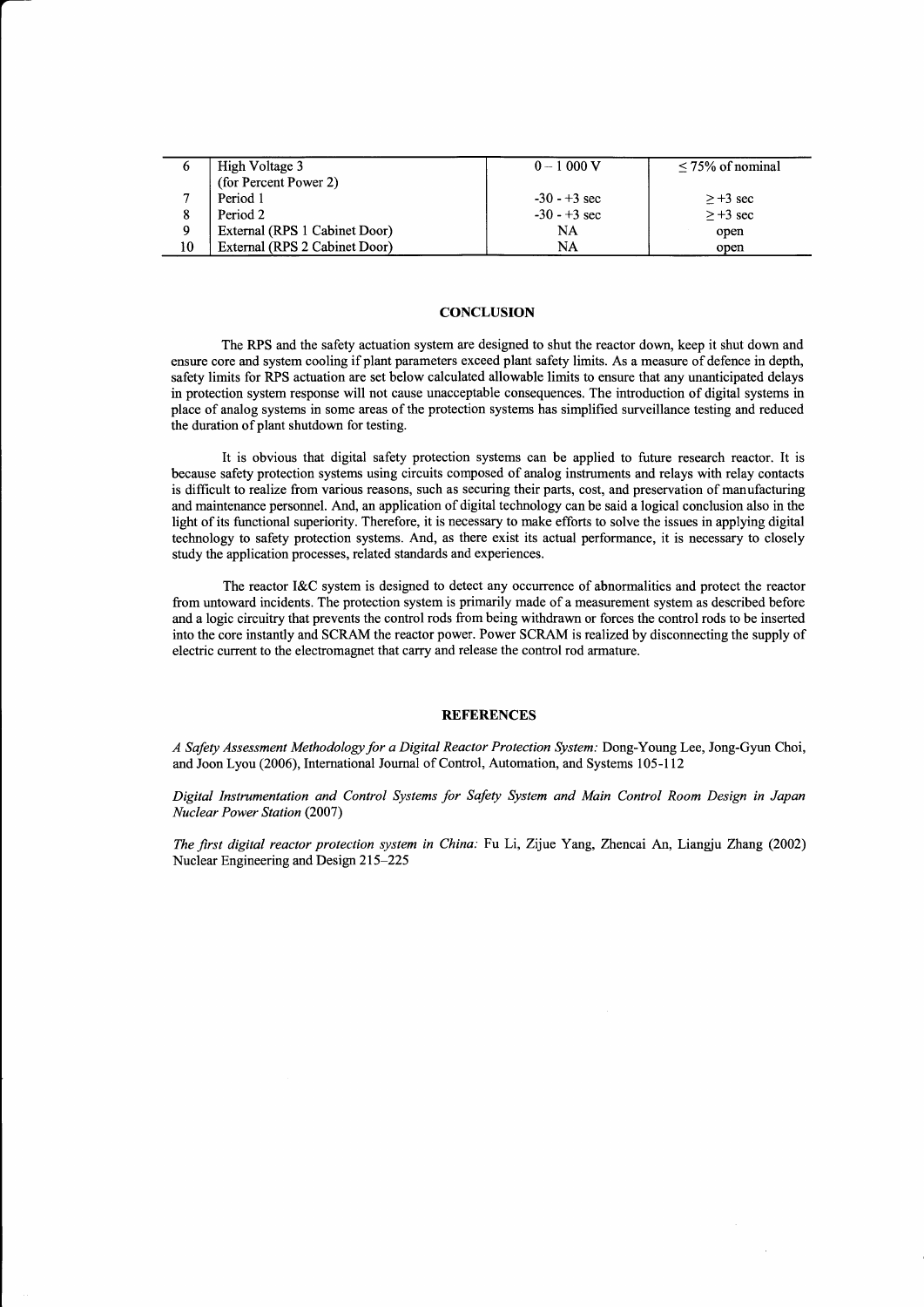| | | | |
|---|---|---|---|
| 6 | High Voltage 3 (for Percent Power 2) | 0 – 1 000 V | ≤ 75% of nominal |
| 7 | Period 1 | -30 - +3 sec | ≥ +3 sec |
| 8 | Period 2 | -30 - +3 sec | ≥ +3 sec |
| 9 | External (RPS 1 Cabinet Door) | NA | open |
| 10 | External (RPS 2 Cabinet Door) | NA | open |

## CONCLUSION

The RPS and the safety actuation system are designed to shut the reactor down, keep it shut down and ensure core and system cooling if plant parameters exceed plant safety limits. As a measure of defence in depth, safety limits for RPS actuation are set below calculated allowable limits to ensure that any unanticipated delays in protection system response will not cause unacceptable consequences. The introduction of digital systems in place of analog systems in some areas of the protection systems has simplified surveillance testing and reduced the duration of plant shutdown for testing.

It is obvious that digital safety protection systems can be applied to future research reactor. It is because safety protection systems using circuits composed of analog instruments and relays with relay contacts is difficult to realize from various reasons, such as securing their parts, cost, and preservation of manufacturing and maintenance personnel. And, an application of digital technology can be said a logical conclusion also in the light of its functional superiority. Therefore, it is necessary to make efforts to solve the issues in applying digital technology to safety protection systems. And, as there exist its actual performance, it is necessary to closely study the application processes, related standards and experiences.

The reactor I&C system is designed to detect any occurrence of abnormalities and protect the reactor from untoward incidents. The protection system is primarily made of a measurement system as described before and a logic circuitry that prevents the control rods from being withdrawn or forces the control rods to be inserted into the core instantly and SCRAM the reactor power. Power SCRAM is realized by disconnecting the supply of electric current to the electromagnet that carry and release the control rod armature.

## REFERENCES

*A Safety Assessment Methodology for a Digital Reactor Protection System:* Dong-Young Lee, Jong-Gyun Choi, and Joon Lyou (2006), International Journal of Control, Automation, and Systems 105-112

*Digital Instrumentation and Control Systems for Safety System and Main Control Room Design in Japan Nuclear Power Station* (2007)

*The first digital reactor protection system in China:* Fu Li, Zijue Yang, Zhencai An, Liangju Zhang (2002) Nuclear Engineering and Design 215–225